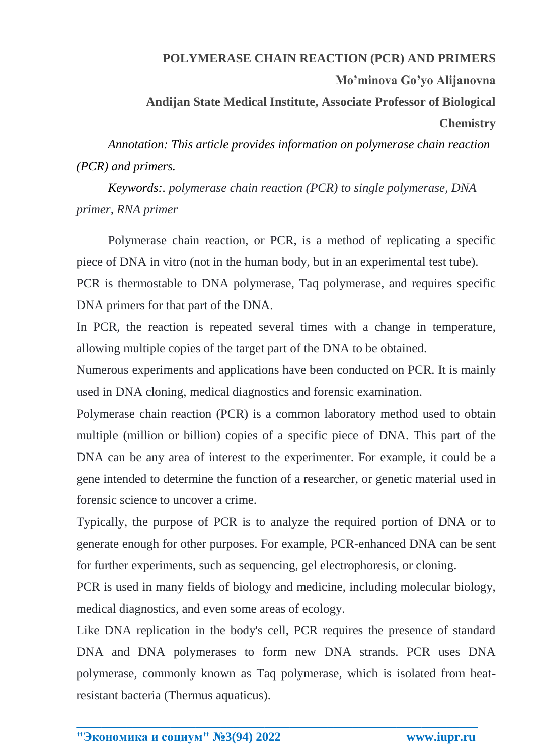# POLYMERASE CHAIN REACTION (PCR) AND PRIMERS

**Mo'minova Go'yo Alijanovna**

**Andijan State Medical Institute, Associate Professor of Biological Chemistry**

*Annotation: This article provides information on polymerase chain reaction (PCR) and primers.*

*Keywords:. polymerase chain reaction (PCR) to single polymerase, DNA primer, RNA primer*

Polymerase chain reaction, or PCR, is a method of replicating a specific piece of DNA in vitro (not in the human body, but in an experimental test tube). PCR is thermostable to DNA polymerase, Taq polymerase, and requires specific DNA primers for that part of the DNA.

In PCR, the reaction is repeated several times with a change in temperature, allowing multiple copies of the target part of the DNA to be obtained.

Numerous experiments and applications have been conducted on PCR. It is mainly used in DNA cloning, medical diagnostics and forensic examination.

Polymerase chain reaction (PCR) is a common laboratory method used to obtain multiple (million or billion) copies of a specific piece of DNA. This part of the DNA can be any area of interest to the experimenter. For example, it could be a gene intended to determine the function of a researcher, or genetic material used in forensic science to uncover a crime.

Typically, the purpose of PCR is to analyze the required portion of DNA or to generate enough for other purposes. For example, PCR-enhanced DNA can be sent for further experiments, such as sequencing, gel electrophoresis, or cloning.

PCR is used in many fields of biology and medicine, including molecular biology, medical diagnostics, and even some areas of ecology.

Like DNA replication in the body's cell, PCR requires the presence of standard DNA and DNA polymerases to form new DNA strands. PCR uses DNA polymerase, commonly known as Taq polymerase, which is isolated from heat-resistant bacteria (Thermus aquaticus).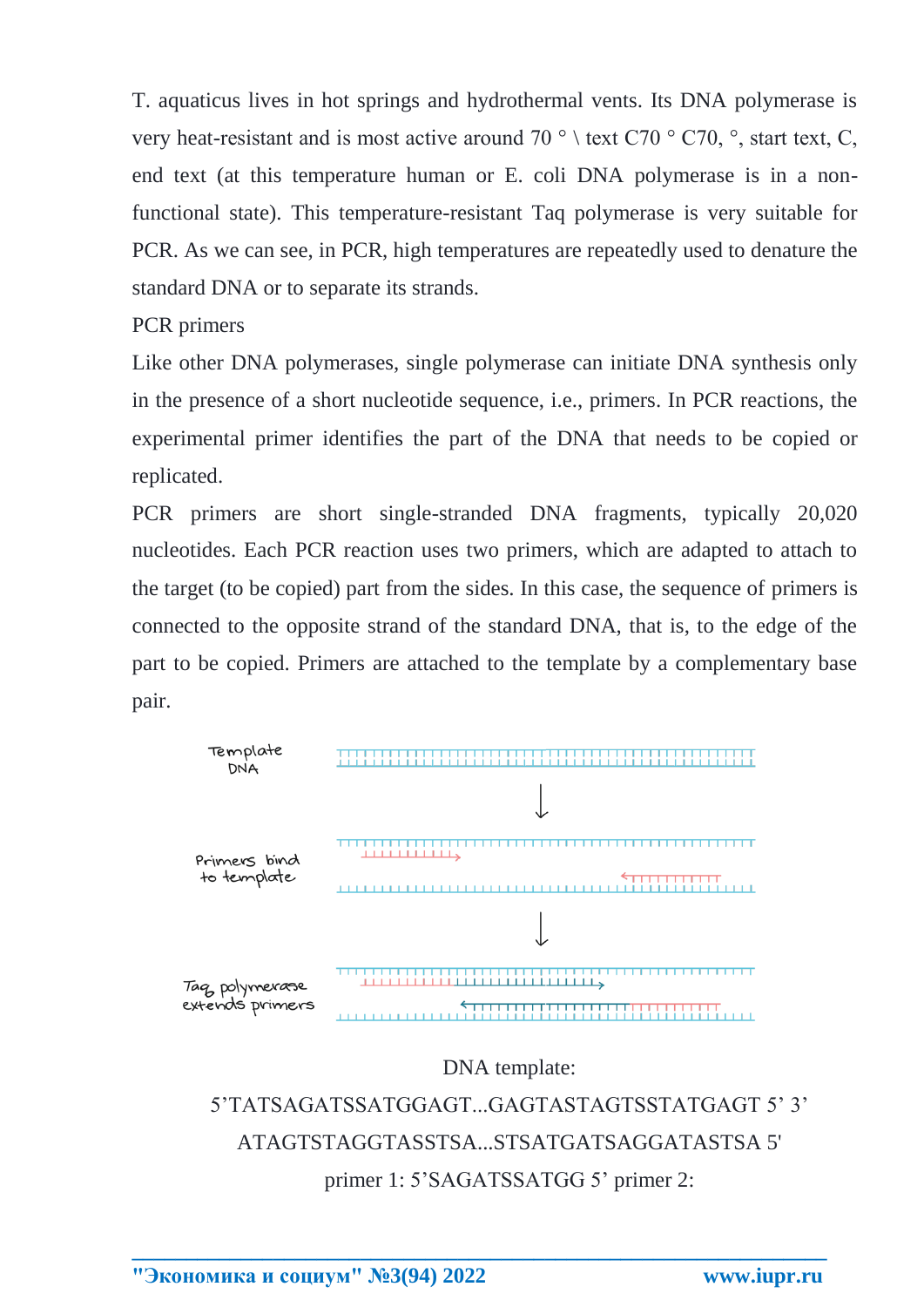T. aquaticus lives in hot springs and hydrothermal vents. Its DNA polymerase is very heat-resistant and is most active around 70 ° \ text C70 ° C70, °, start text, C, end text (at this temperature human or E. coli DNA polymerase is in a non-functional state). This temperature-resistant Taq polymerase is very suitable for PCR. As we can see, in PCR, high temperatures are repeatedly used to denature the standard DNA or to separate its strands.

PCR primers

Like other DNA polymerases, single polymerase can initiate DNA synthesis only in the presence of a short nucleotide sequence, i.e., primers. In PCR reactions, the experimental primer identifies the part of the DNA that needs to be copied or replicated.

PCR primers are short single-stranded DNA fragments, typically 20,020 nucleotides. Each PCR reaction uses two primers, which are adapted to attach to the target (to be copied) part from the sides. In this case, the sequence of primers is connected to the opposite strand of the standard DNA, that is, to the edge of the part to be copied. Primers are attached to the template by a complementary base pair.

Template DNA

Primers bind to template

Taq polymerase extends primers

DNA template:

5’TATSAGATSSATGGAGT...GAGTASTAGTSSTATGAGT 5’ 3’

ATAGTSTAGGTASSTSA...STSATGATSAGGATASTSA 5'

primer 1: 5’SAGATSSATGG 5’ primer 2: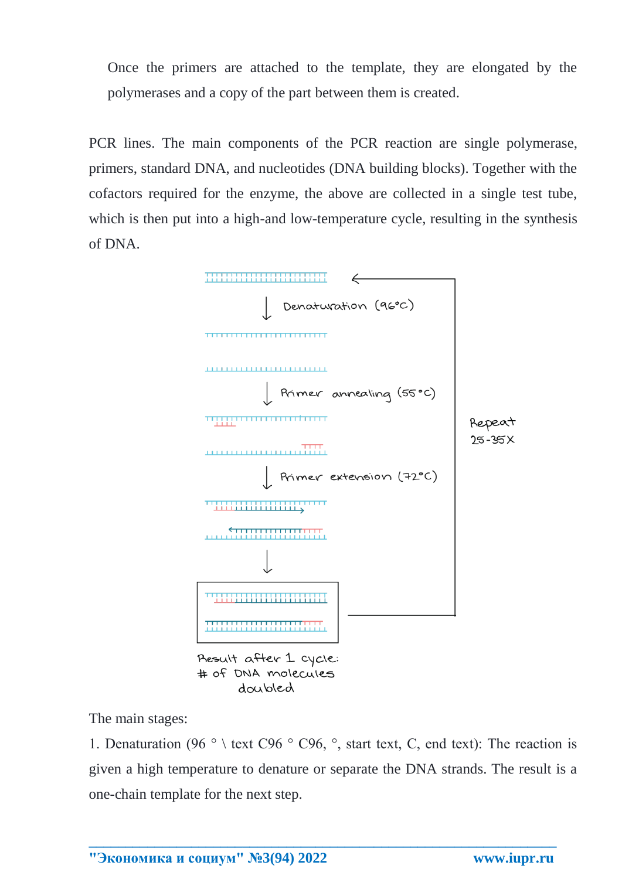Once the primers are attached to the template, they are elongated by the polymerases and a copy of the part between them is created.

PCR lines. The main components of the PCR reaction are single polymerase, primers, standard DNA, and nucleotides (DNA building blocks). Together with the cofactors required for the enzyme, the above are collected in a single test tube, which is then put into a high-and low-temperature cycle, resulting in the synthesis of DNA.

Denaturation (96°C)

Primer annealing (55°C)

Primer extension (72°C)

Repeat 25-35X

Result after 1 cycle: # of DNA molecules doubled

The main stages:

1. Denaturation (96 ° \ text C96 ° C96, °, start text, C, end text): The reaction is given a high temperature to denature or separate the DNA strands. The result is a one-chain template for the next step.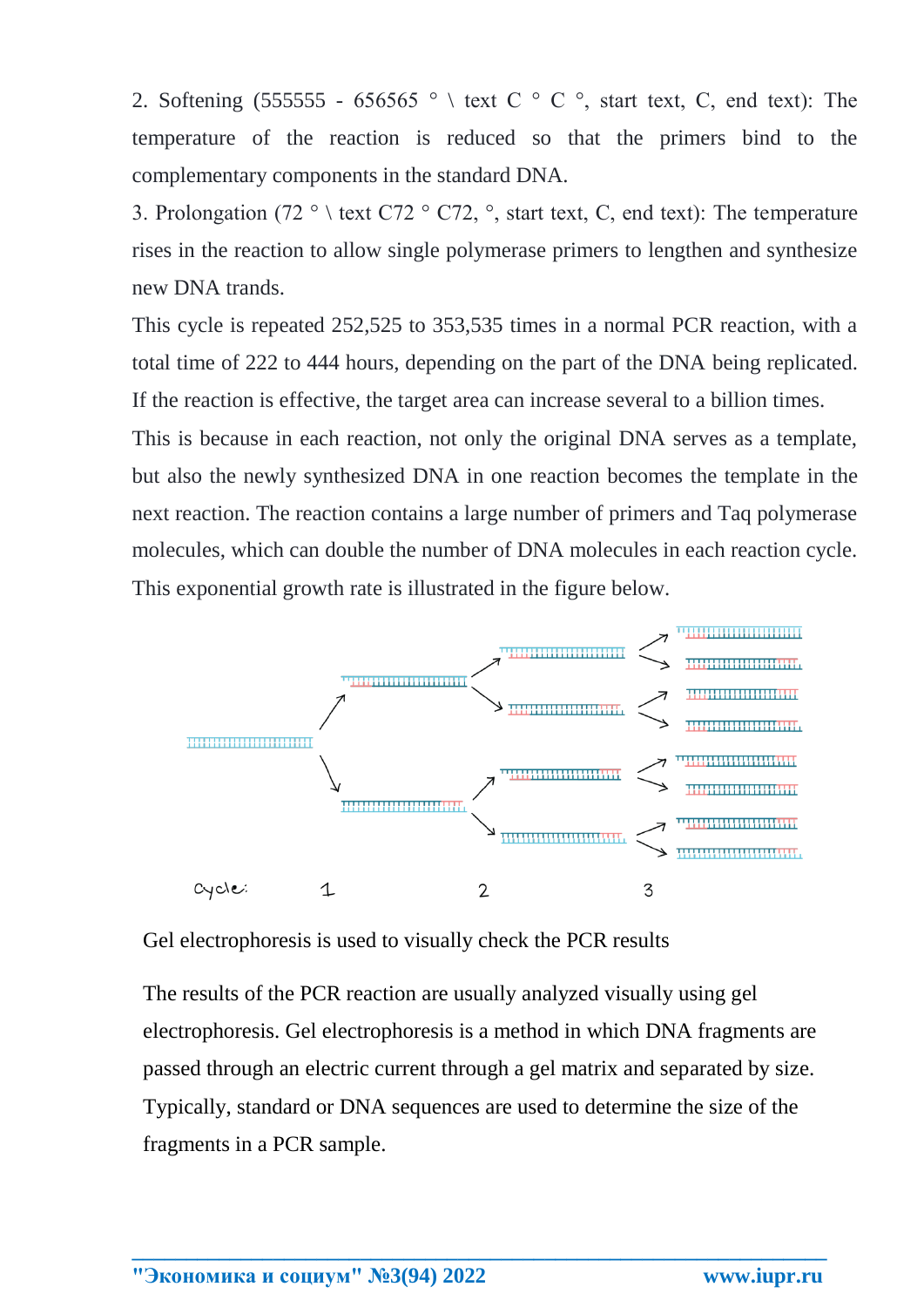2. Softening (555555 - 656565 ° \ text C ° C °, start text, C, end text): The temperature of the reaction is reduced so that the primers bind to the complementary components in the standard DNA.

3. Prolongation (72 ° \ text C72 ° C72, °, start text, C, end text): The temperature rises in the reaction to allow single polymerase primers to lengthen and synthesize new DNA trands.

This cycle is repeated 252,525 to 353,535 times in a normal PCR reaction, with a total time of 222 to 444 hours, depending on the part of the DNA being replicated. If the reaction is effective, the target area can increase several to a billion times.

This is because in each reaction, not only the original DNA serves as a template, but also the newly synthesized DNA in one reaction becomes the template in the next reaction. The reaction contains a large number of primers and Taq polymerase molecules, which can double the number of DNA molecules in each reaction cycle. This exponential growth rate is illustrated in the figure below.

Gel electrophoresis is used to visually check the PCR results

The results of the PCR reaction are usually analyzed visually using gel electrophoresis. Gel electrophoresis is a method in which DNA fragments are passed through an electric current through a gel matrix and separated by size. Typically, standard or DNA sequences are used to determine the size of the fragments in a PCR sample.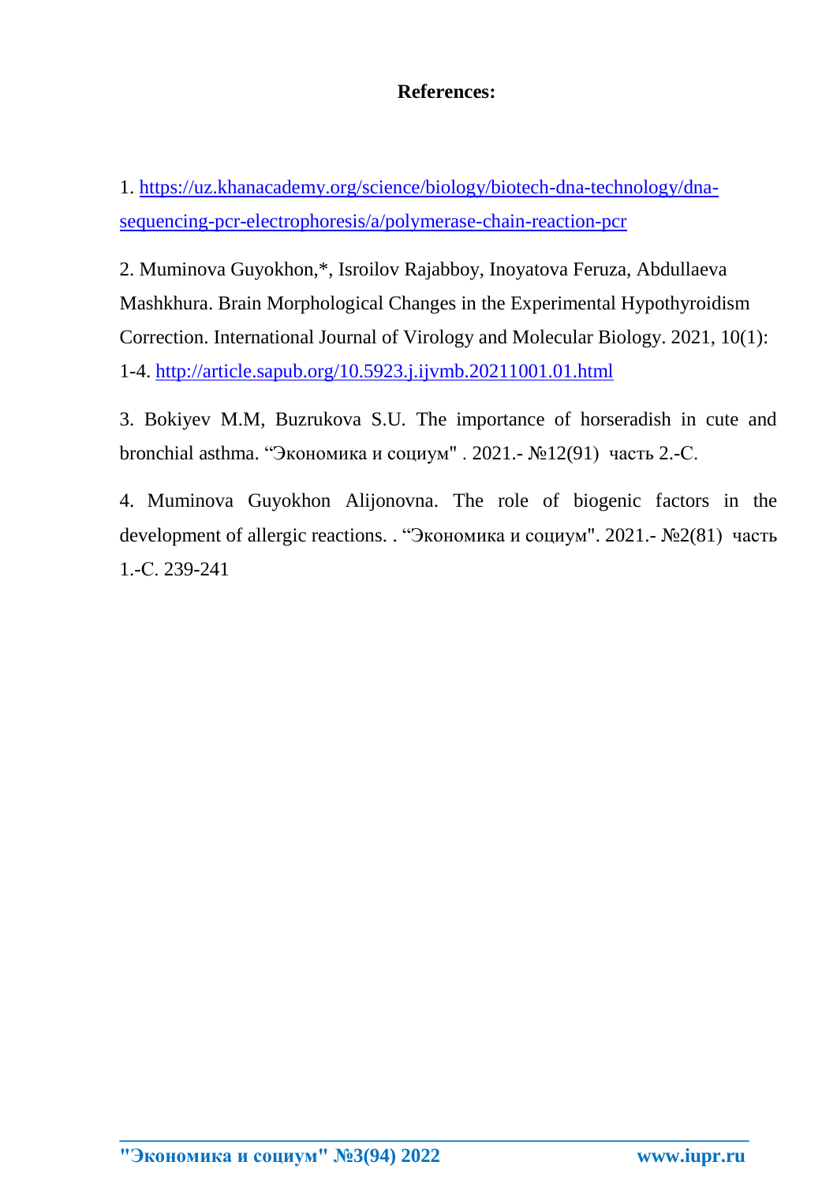**References:**

1. https://uz.khanacademy.org/science/biology/biotech-dna-technology/dna-sequencing-pcr-electrophoresis/a/polymerase-chain-reaction-pcr

2. Muminova Guyokhon,*, Isroilov Rajabboy, Inoyatova Feruza, Abdullaeva Mashkhura. Brain Morphological Changes in the Experimental Hypothyroidism Correction. International Journal of Virology and Molecular Biology. 2021, 10(1): 1-4. http://article.sapub.org/10.5923.j.ijvmb.20211001.01.html

3. Bokiyev M.M, Buzrukova S.U. The importance of horseradish in cute and bronchial asthma. "Экономика и социум" . 2021.- №12(91) часть 2.-С.

4. Muminova Guyokhon Alijonovna. The role of biogenic factors in the development of allergic reactions. . "Экономика и социум". 2021.- №2(81) часть 1.-С. 239-241